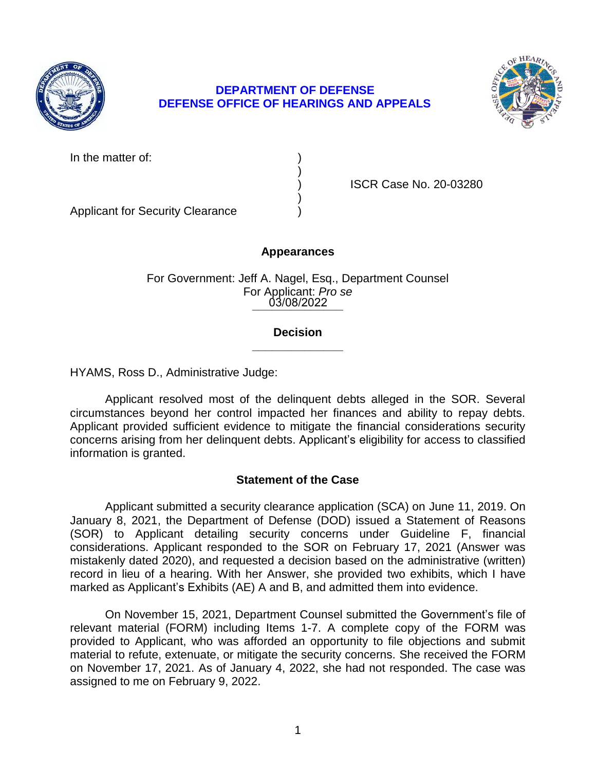**DEPARTMENT OF DEFENSE**
**DEFENSE OFFICE OF HEARINGS AND APPEALS**

| | | |
|---|---|---|
| In the matter of: | ) | |
| | ) | |
| | ) | ISCR Case No. 20-03280 |
| | ) | |
| Applicant for Security Clearance | ) | |

## Appearances

For Government: Jeff A. Nagel, Esq., Department Counsel
For Applicant: *Pro se*

03/08/2022

## Decision

HYAMS, Ross D., Administrative Judge:

Applicant resolved most of the delinquent debts alleged in the SOR. Several circumstances beyond her control impacted her finances and ability to repay debts. Applicant provided sufficient evidence to mitigate the financial considerations security concerns arising from her delinquent debts. Applicant's eligibility for access to classified information is granted.

## Statement of the Case

Applicant submitted a security clearance application (SCA) on June 11, 2019. On January 8, 2021, the Department of Defense (DOD) issued a Statement of Reasons (SOR) to Applicant detailing security concerns under Guideline F, financial considerations. Applicant responded to the SOR on February 17, 2021 (Answer was mistakenly dated 2020), and requested a decision based on the administrative (written) record in lieu of a hearing. With her Answer, she provided two exhibits, which I have marked as Applicant's Exhibits (AE) A and B, and admitted them into evidence.

On November 15, 2021, Department Counsel submitted the Government's file of relevant material (FORM) including Items 1-7. A complete copy of the FORM was provided to Applicant, who was afforded an opportunity to file objections and submit material to refute, extenuate, or mitigate the security concerns. She received the FORM on November 17, 2021. As of January 4, 2022, she had not responded. The case was assigned to me on February 9, 2022.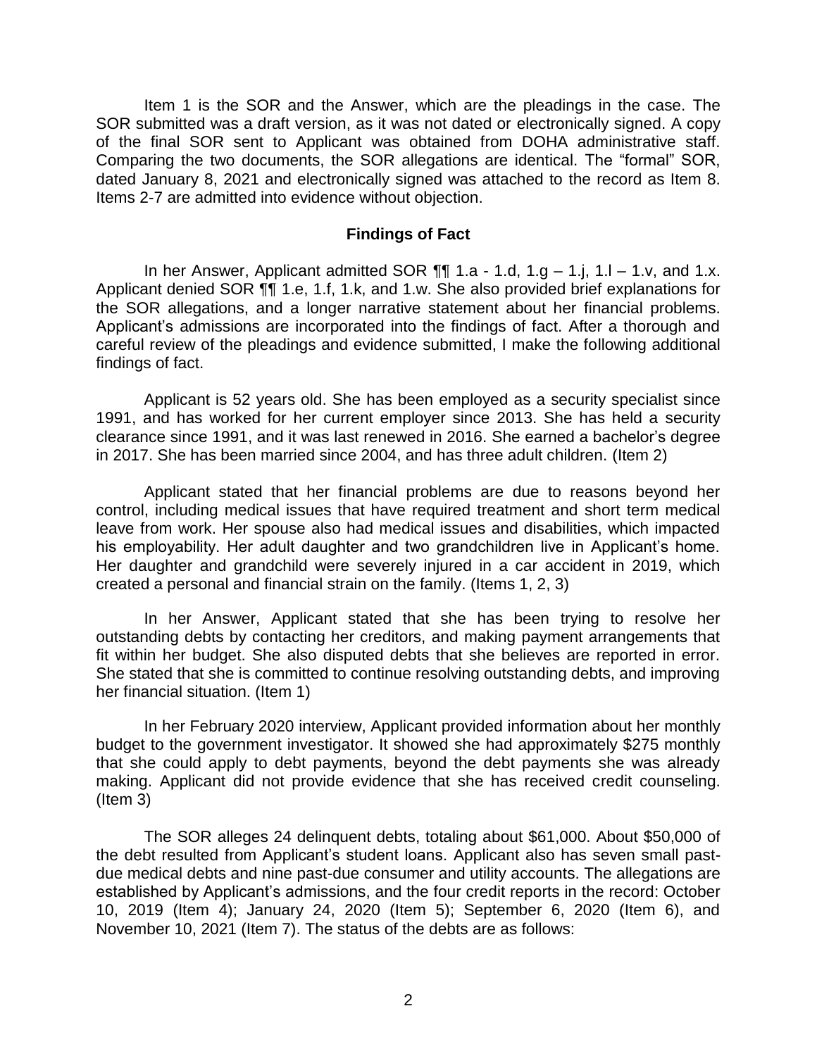Item 1 is the SOR and the Answer, which are the pleadings in the case. The SOR submitted was a draft version, as it was not dated or electronically signed. A copy of the final SOR sent to Applicant was obtained from DOHA administrative staff. Comparing the two documents, the SOR allegations are identical. The "formal" SOR, dated January 8, 2021 and electronically signed was attached to the record as Item 8. Items 2-7 are admitted into evidence without objection.

## Findings of Fact

In her Answer, Applicant admitted SOR ¶¶ 1.a - 1.d, 1.g – 1.j, 1.l – 1.v, and 1.x. Applicant denied SOR ¶¶ 1.e, 1.f, 1.k, and 1.w. She also provided brief explanations for the SOR allegations, and a longer narrative statement about her financial problems. Applicant's admissions are incorporated into the findings of fact. After a thorough and careful review of the pleadings and evidence submitted, I make the following additional findings of fact.

Applicant is 52 years old. She has been employed as a security specialist since 1991, and has worked for her current employer since 2013. She has held a security clearance since 1991, and it was last renewed in 2016. She earned a bachelor's degree in 2017. She has been married since 2004, and has three adult children. (Item 2)

Applicant stated that her financial problems are due to reasons beyond her control, including medical issues that have required treatment and short term medical leave from work. Her spouse also had medical issues and disabilities, which impacted his employability. Her adult daughter and two grandchildren live in Applicant's home. Her daughter and grandchild were severely injured in a car accident in 2019, which created a personal and financial strain on the family. (Items 1, 2, 3)

In her Answer, Applicant stated that she has been trying to resolve her outstanding debts by contacting her creditors, and making payment arrangements that fit within her budget. She also disputed debts that she believes are reported in error. She stated that she is committed to continue resolving outstanding debts, and improving her financial situation. (Item 1)

In her February 2020 interview, Applicant provided information about her monthly budget to the government investigator. It showed she had approximately $275 monthly that she could apply to debt payments, beyond the debt payments she was already making. Applicant did not provide evidence that she has received credit counseling. (Item 3)

The SOR alleges 24 delinquent debts, totaling about $61,000. About $50,000 of the debt resulted from Applicant's student loans. Applicant also has seven small past-due medical debts and nine past-due consumer and utility accounts. The allegations are established by Applicant's admissions, and the four credit reports in the record: October 10, 2019 (Item 4); January 24, 2020 (Item 5); September 6, 2020 (Item 6), and November 10, 2021 (Item 7). The status of the debts are as follows: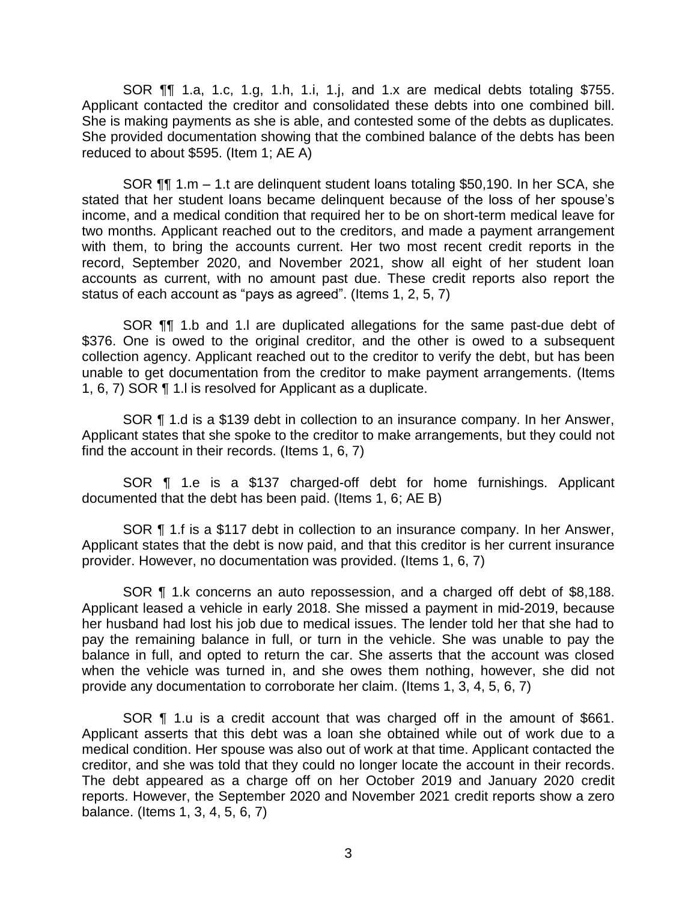SOR ¶¶ 1.a, 1.c, 1.g, 1.h, 1.i, 1.j, and 1.x are medical debts totaling $755. Applicant contacted the creditor and consolidated these debts into one combined bill. She is making payments as she is able, and contested some of the debts as duplicates. She provided documentation showing that the combined balance of the debts has been reduced to about $595. (Item 1; AE A)

SOR ¶¶ 1.m – 1.t are delinquent student loans totaling $50,190. In her SCA, she stated that her student loans became delinquent because of the loss of her spouse's income, and a medical condition that required her to be on short-term medical leave for two months. Applicant reached out to the creditors, and made a payment arrangement with them, to bring the accounts current. Her two most recent credit reports in the record, September 2020, and November 2021, show all eight of her student loan accounts as current, with no amount past due. These credit reports also report the status of each account as "pays as agreed". (Items 1, 2, 5, 7)

SOR ¶¶ 1.b and 1.l are duplicated allegations for the same past-due debt of $376. One is owed to the original creditor, and the other is owed to a subsequent collection agency. Applicant reached out to the creditor to verify the debt, but has been unable to get documentation from the creditor to make payment arrangements. (Items 1, 6, 7) SOR ¶ 1.l is resolved for Applicant as a duplicate.

SOR ¶ 1.d is a $139 debt in collection to an insurance company. In her Answer, Applicant states that she spoke to the creditor to make arrangements, but they could not find the account in their records. (Items 1, 6, 7)

SOR ¶ 1.e is a $137 charged-off debt for home furnishings. Applicant documented that the debt has been paid. (Items 1, 6; AE B)

SOR ¶ 1.f is a $117 debt in collection to an insurance company. In her Answer, Applicant states that the debt is now paid, and that this creditor is her current insurance provider. However, no documentation was provided. (Items 1, 6, 7)

SOR ¶ 1.k concerns an auto repossession, and a charged off debt of $8,188. Applicant leased a vehicle in early 2018. She missed a payment in mid-2019, because her husband had lost his job due to medical issues. The lender told her that she had to pay the remaining balance in full, or turn in the vehicle. She was unable to pay the balance in full, and opted to return the car. She asserts that the account was closed when the vehicle was turned in, and she owes them nothing, however, she did not provide any documentation to corroborate her claim. (Items 1, 3, 4, 5, 6, 7)

SOR ¶ 1.u is a credit account that was charged off in the amount of $661. Applicant asserts that this debt was a loan she obtained while out of work due to a medical condition. Her spouse was also out of work at that time. Applicant contacted the creditor, and she was told that they could no longer locate the account in their records. The debt appeared as a charge off on her October 2019 and January 2020 credit reports. However, the September 2020 and November 2021 credit reports show a zero balance. (Items 1, 3, 4, 5, 6, 7)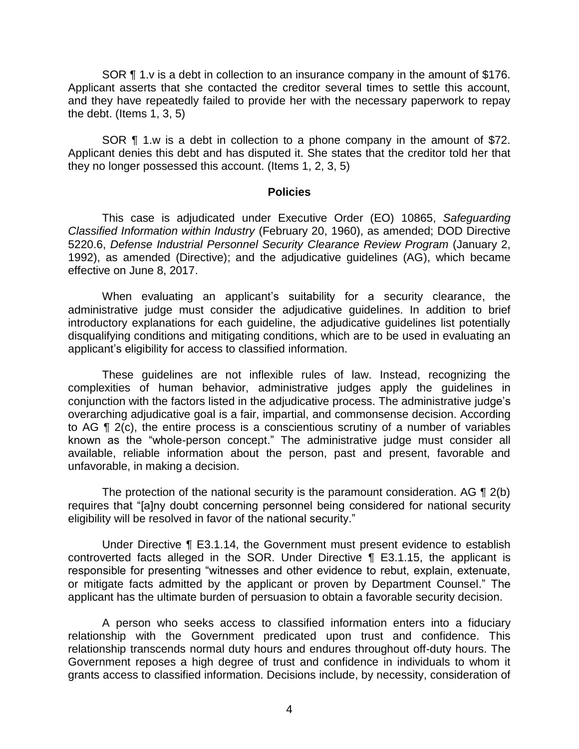SOR ¶ 1.v is a debt in collection to an insurance company in the amount of $176. Applicant asserts that she contacted the creditor several times to settle this account, and they have repeatedly failed to provide her with the necessary paperwork to repay the debt. (Items 1, 3, 5)

SOR ¶ 1.w is a debt in collection to a phone company in the amount of $72. Applicant denies this debt and has disputed it. She states that the creditor told her that they no longer possessed this account. (Items 1, 2, 3, 5)

## Policies

This case is adjudicated under Executive Order (EO) 10865, *Safeguarding Classified Information within Industry* (February 20, 1960), as amended; DOD Directive 5220.6, *Defense Industrial Personnel Security Clearance Review Program* (January 2, 1992), as amended (Directive); and the adjudicative guidelines (AG), which became effective on June 8, 2017.

When evaluating an applicant's suitability for a security clearance, the administrative judge must consider the adjudicative guidelines. In addition to brief introductory explanations for each guideline, the adjudicative guidelines list potentially disqualifying conditions and mitigating conditions, which are to be used in evaluating an applicant's eligibility for access to classified information.

These guidelines are not inflexible rules of law. Instead, recognizing the complexities of human behavior, administrative judges apply the guidelines in conjunction with the factors listed in the adjudicative process. The administrative judge's overarching adjudicative goal is a fair, impartial, and commonsense decision. According to AG ¶ 2(c), the entire process is a conscientious scrutiny of a number of variables known as the "whole-person concept." The administrative judge must consider all available, reliable information about the person, past and present, favorable and unfavorable, in making a decision.

The protection of the national security is the paramount consideration. AG ¶ 2(b) requires that "[a]ny doubt concerning personnel being considered for national security eligibility will be resolved in favor of the national security."

Under Directive ¶ E3.1.14, the Government must present evidence to establish controverted facts alleged in the SOR. Under Directive ¶ E3.1.15, the applicant is responsible for presenting "witnesses and other evidence to rebut, explain, extenuate, or mitigate facts admitted by the applicant or proven by Department Counsel." The applicant has the ultimate burden of persuasion to obtain a favorable security decision.

A person who seeks access to classified information enters into a fiduciary relationship with the Government predicated upon trust and confidence. This relationship transcends normal duty hours and endures throughout off-duty hours. The Government reposes a high degree of trust and confidence in individuals to whom it grants access to classified information. Decisions include, by necessity, consideration of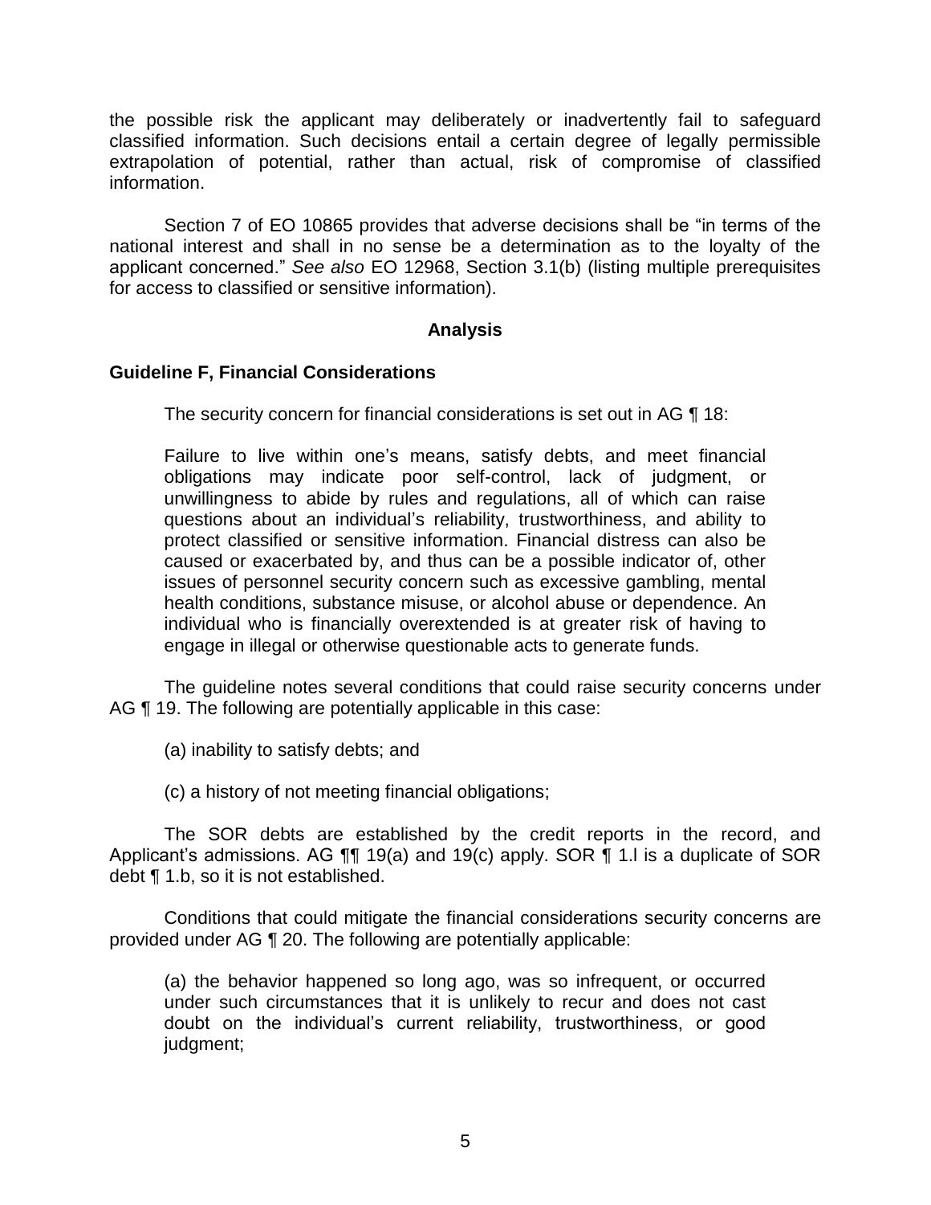the possible risk the applicant may deliberately or inadvertently fail to safeguard classified information. Such decisions entail a certain degree of legally permissible extrapolation of potential, rather than actual, risk of compromise of classified information.

Section 7 of EO 10865 provides that adverse decisions shall be "in terms of the national interest and shall in no sense be a determination as to the loyalty of the applicant concerned." *See also* EO 12968, Section 3.1(b) (listing multiple prerequisites for access to classified or sensitive information).

## Analysis

### Guideline F, Financial Considerations

The security concern for financial considerations is set out in AG ¶ 18:

> Failure to live within one's means, satisfy debts, and meet financial obligations may indicate poor self-control, lack of judgment, or unwillingness to abide by rules and regulations, all of which can raise questions about an individual's reliability, trustworthiness, and ability to protect classified or sensitive information. Financial distress can also be caused or exacerbated by, and thus can be a possible indicator of, other issues of personnel security concern such as excessive gambling, mental health conditions, substance misuse, or alcohol abuse or dependence. An individual who is financially overextended is at greater risk of having to engage in illegal or otherwise questionable acts to generate funds.

The guideline notes several conditions that could raise security concerns under AG ¶ 19. The following are potentially applicable in this case:

> (a) inability to satisfy debts; and
>
> (c) a history of not meeting financial obligations;

The SOR debts are established by the credit reports in the record, and Applicant's admissions. AG ¶¶ 19(a) and 19(c) apply. SOR ¶ 1.l is a duplicate of SOR debt ¶ 1.b, so it is not established.

Conditions that could mitigate the financial considerations security concerns are provided under AG ¶ 20. The following are potentially applicable:

> (a) the behavior happened so long ago, was so infrequent, or occurred under such circumstances that it is unlikely to recur and does not cast doubt on the individual's current reliability, trustworthiness, or good judgment;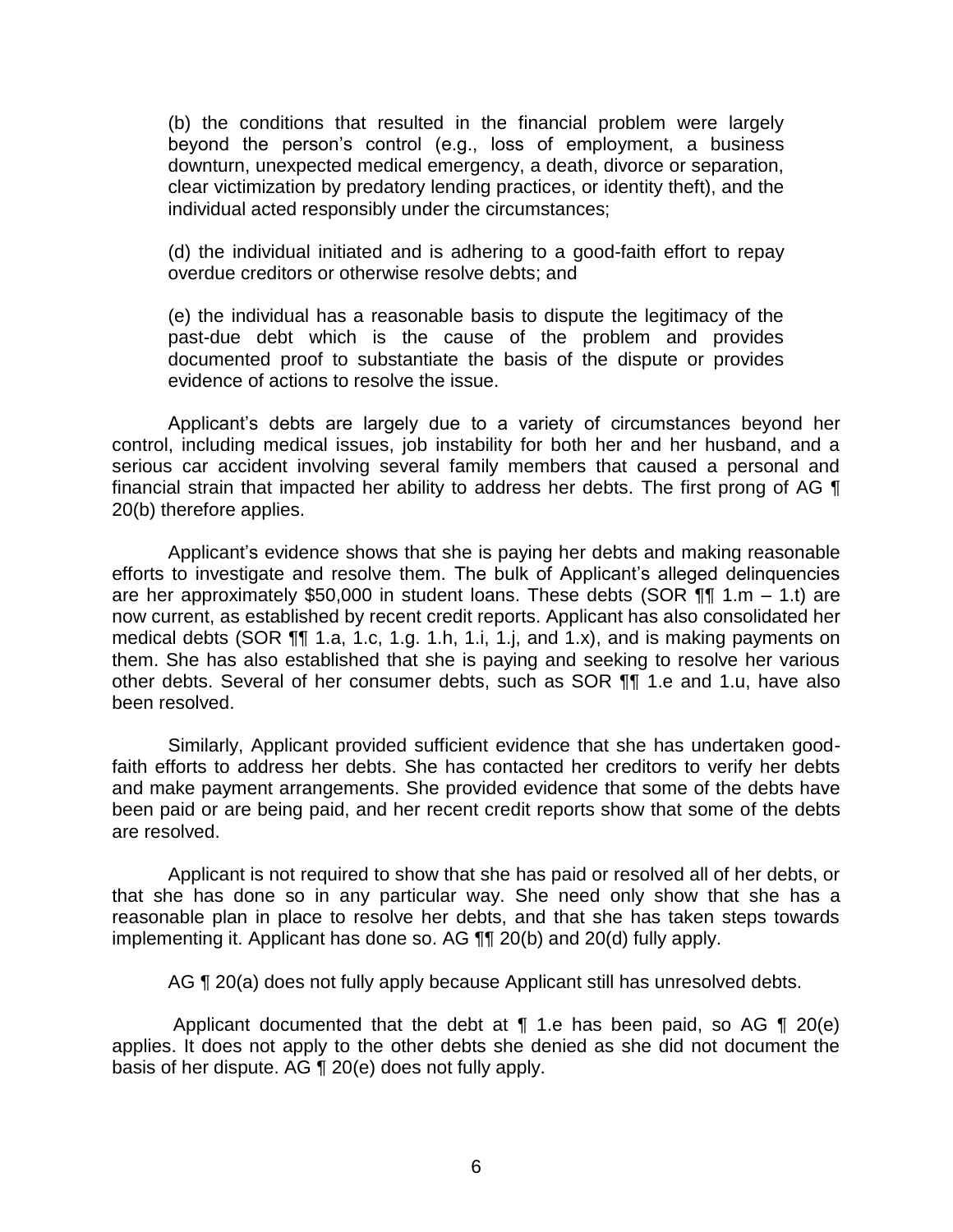(b) the conditions that resulted in the financial problem were largely beyond the person's control (e.g., loss of employment, a business downturn, unexpected medical emergency, a death, divorce or separation, clear victimization by predatory lending practices, or identity theft), and the individual acted responsibly under the circumstances;

(d) the individual initiated and is adhering to a good-faith effort to repay overdue creditors or otherwise resolve debts; and

(e) the individual has a reasonable basis to dispute the legitimacy of the past-due debt which is the cause of the problem and provides documented proof to substantiate the basis of the dispute or provides evidence of actions to resolve the issue.

Applicant's debts are largely due to a variety of circumstances beyond her control, including medical issues, job instability for both her and her husband, and a serious car accident involving several family members that caused a personal and financial strain that impacted her ability to address her debts. The first prong of AG ¶ 20(b) therefore applies.

Applicant's evidence shows that she is paying her debts and making reasonable efforts to investigate and resolve them. The bulk of Applicant's alleged delinquencies are her approximately $50,000 in student loans. These debts (SOR ¶¶ 1.m – 1.t) are now current, as established by recent credit reports. Applicant has also consolidated her medical debts (SOR ¶¶ 1.a, 1.c, 1.g. 1.h, 1.i, 1.j, and 1.x), and is making payments on them. She has also established that she is paying and seeking to resolve her various other debts. Several of her consumer debts, such as SOR ¶¶ 1.e and 1.u, have also been resolved.

Similarly, Applicant provided sufficient evidence that she has undertaken good-faith efforts to address her debts. She has contacted her creditors to verify her debts and make payment arrangements. She provided evidence that some of the debts have been paid or are being paid, and her recent credit reports show that some of the debts are resolved.

Applicant is not required to show that she has paid or resolved all of her debts, or that she has done so in any particular way. She need only show that she has a reasonable plan in place to resolve her debts, and that she has taken steps towards implementing it. Applicant has done so. AG ¶¶ 20(b) and 20(d) fully apply.

AG ¶ 20(a) does not fully apply because Applicant still has unresolved debts.

Applicant documented that the debt at ¶ 1.e has been paid, so AG ¶ 20(e) applies. It does not apply to the other debts she denied as she did not document the basis of her dispute. AG ¶ 20(e) does not fully apply.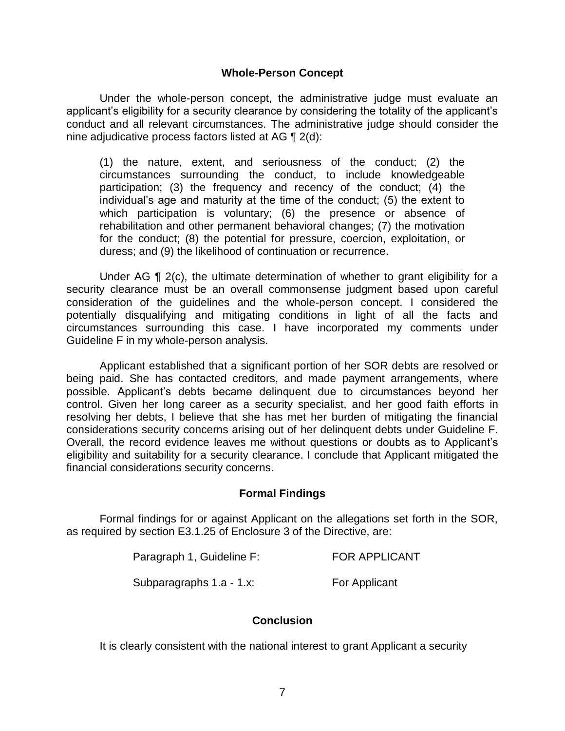## Whole-Person Concept

Under the whole-person concept, the administrative judge must evaluate an applicant's eligibility for a security clearance by considering the totality of the applicant's conduct and all relevant circumstances. The administrative judge should consider the nine adjudicative process factors listed at AG ¶ 2(d):

> (1) the nature, extent, and seriousness of the conduct; (2) the circumstances surrounding the conduct, to include knowledgeable participation; (3) the frequency and recency of the conduct; (4) the individual's age and maturity at the time of the conduct; (5) the extent to which participation is voluntary; (6) the presence or absence of rehabilitation and other permanent behavioral changes; (7) the motivation for the conduct; (8) the potential for pressure, coercion, exploitation, or duress; and (9) the likelihood of continuation or recurrence.

Under AG ¶ 2(c), the ultimate determination of whether to grant eligibility for a security clearance must be an overall commonsense judgment based upon careful consideration of the guidelines and the whole-person concept. I considered the potentially disqualifying and mitigating conditions in light of all the facts and circumstances surrounding this case. I have incorporated my comments under Guideline F in my whole-person analysis.

Applicant established that a significant portion of her SOR debts are resolved or being paid. She has contacted creditors, and made payment arrangements, where possible. Applicant's debts became delinquent due to circumstances beyond her control. Given her long career as a security specialist, and her good faith efforts in resolving her debts, I believe that she has met her burden of mitigating the financial considerations security concerns arising out of her delinquent debts under Guideline F. Overall, the record evidence leaves me without questions or doubts as to Applicant's eligibility and suitability for a security clearance. I conclude that Applicant mitigated the financial considerations security concerns.

## Formal Findings

Formal findings for or against Applicant on the allegations set forth in the SOR, as required by section E3.1.25 of Enclosure 3 of the Directive, are:

| | |
|---|---|
| Paragraph 1, Guideline F: | FOR APPLICANT |
| Subparagraphs 1.a - 1.x: | For Applicant |

## Conclusion

It is clearly consistent with the national interest to grant Applicant a security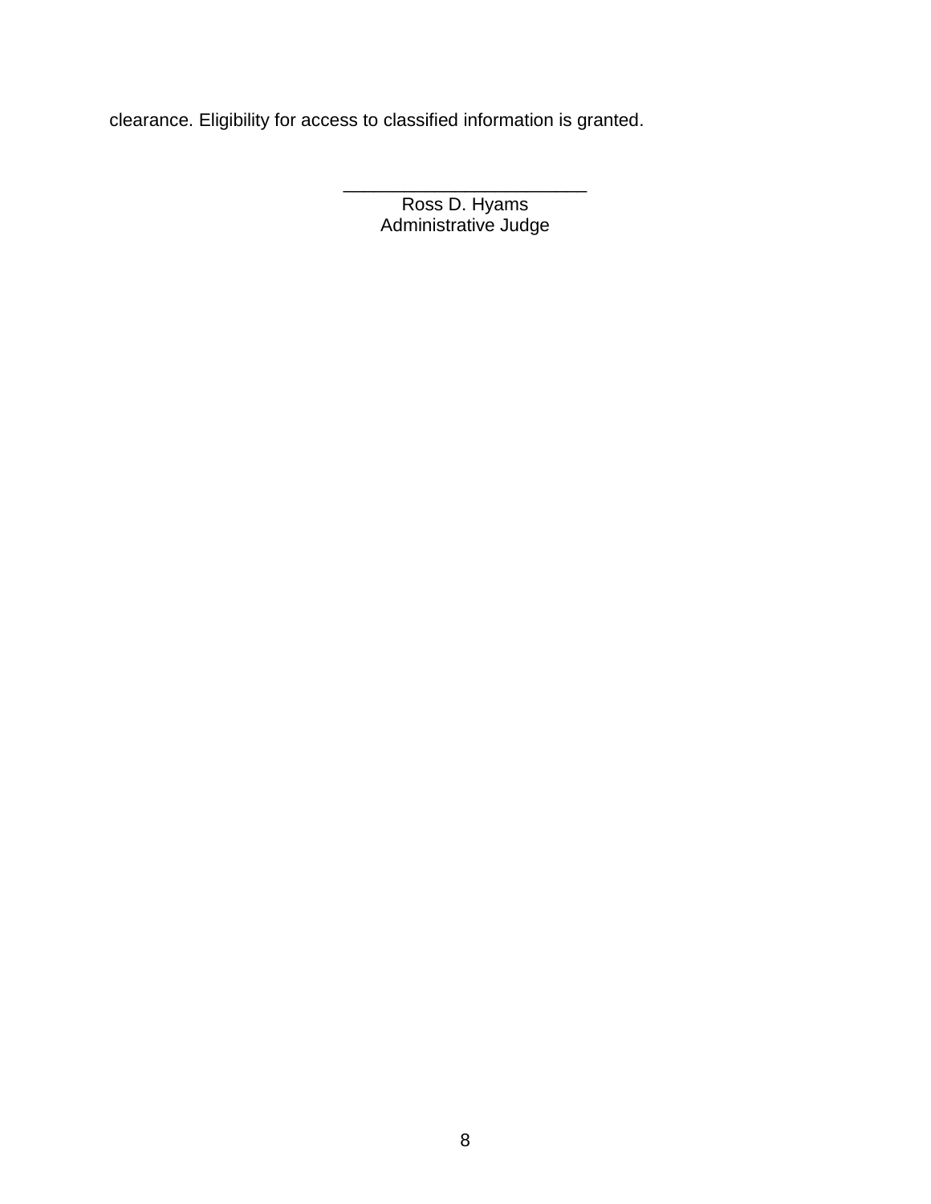clearance. Eligibility for access to classified information is granted.

________________________
Ross D. Hyams
Administrative Judge